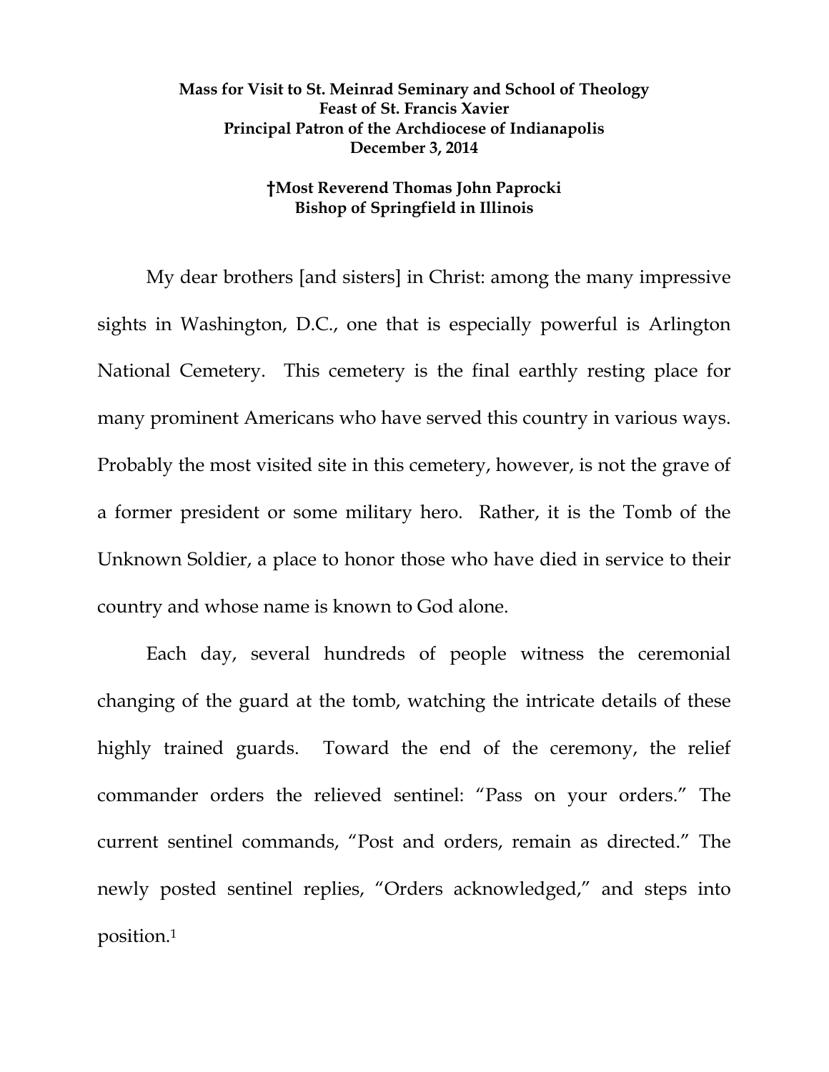**Mass for Visit to St. Meinrad Seminary and School of Theology**
**Feast of St. Francis Xavier**
**Principal Patron of the Archdiocese of Indianapolis**
**December 3, 2014**

**†Most Reverend Thomas John Paprocki**
**Bishop of Springfield in Illinois**

My dear brothers [and sisters] in Christ: among the many impressive sights in Washington, D.C., one that is especially powerful is Arlington National Cemetery. This cemetery is the final earthly resting place for many prominent Americans who have served this country in various ways. Probably the most visited site in this cemetery, however, is not the grave of a former president or some military hero. Rather, it is the Tomb of the Unknown Soldier, a place to honor those who have died in service to their country and whose name is known to God alone.

Each day, several hundreds of people witness the ceremonial changing of the guard at the tomb, watching the intricate details of these highly trained guards. Toward the end of the ceremony, the relief commander orders the relieved sentinel: "Pass on your orders." The current sentinel commands, "Post and orders, remain as directed." The newly posted sentinel replies, "Orders acknowledged," and steps into position.[1]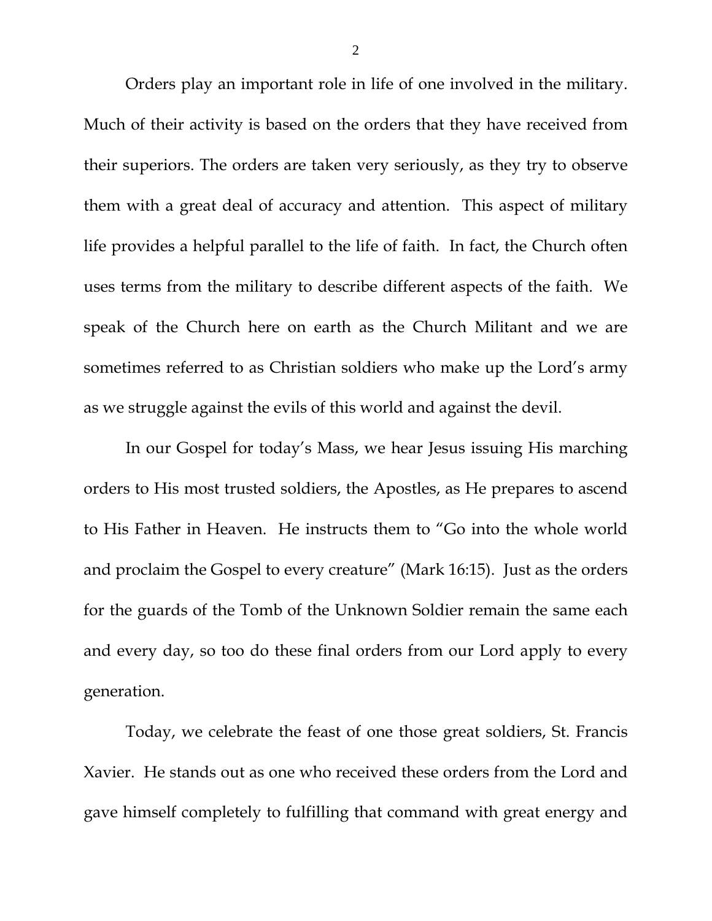Orders play an important role in life of one involved in the military. Much of their activity is based on the orders that they have received from their superiors. The orders are taken very seriously, as they try to observe them with a great deal of accuracy and attention. This aspect of military life provides a helpful parallel to the life of faith. In fact, the Church often uses terms from the military to describe different aspects of the faith. We speak of the Church here on earth as the Church Militant and we are sometimes referred to as Christian soldiers who make up the Lord's army as we struggle against the evils of this world and against the devil.

In our Gospel for today's Mass, we hear Jesus issuing His marching orders to His most trusted soldiers, the Apostles, as He prepares to ascend to His Father in Heaven. He instructs them to "Go into the whole world and proclaim the Gospel to every creature" (Mark 16:15). Just as the orders for the guards of the Tomb of the Unknown Soldier remain the same each and every day, so too do these final orders from our Lord apply to every generation.

Today, we celebrate the feast of one those great soldiers, St. Francis Xavier. He stands out as one who received these orders from the Lord and gave himself completely to fulfilling that command with great energy and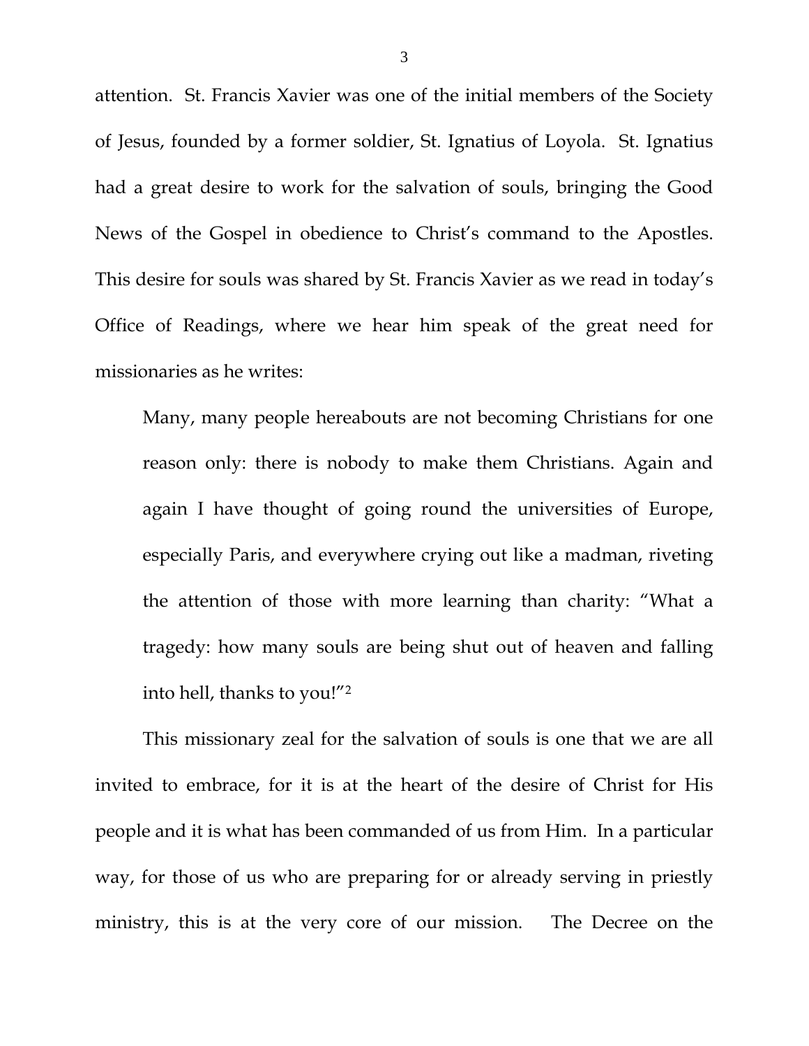attention. St. Francis Xavier was one of the initial members of the Society of Jesus, founded by a former soldier, St. Ignatius of Loyola. St. Ignatius had a great desire to work for the salvation of souls, bringing the Good News of the Gospel in obedience to Christ's command to the Apostles. This desire for souls was shared by St. Francis Xavier as we read in today's Office of Readings, where we hear him speak of the great need for missionaries as he writes:

> Many, many people hereabouts are not becoming Christians for one reason only: there is nobody to make them Christians. Again and again I have thought of going round the universities of Europe, especially Paris, and everywhere crying out like a madman, riveting the attention of those with more learning than charity: "What a tragedy: how many souls are being shut out of heaven and falling into hell, thanks to you!"[2]

This missionary zeal for the salvation of souls is one that we are all invited to embrace, for it is at the heart of the desire of Christ for His people and it is what has been commanded of us from Him. In a particular way, for those of us who are preparing for or already serving in priestly ministry, this is at the very core of our mission. The Decree on the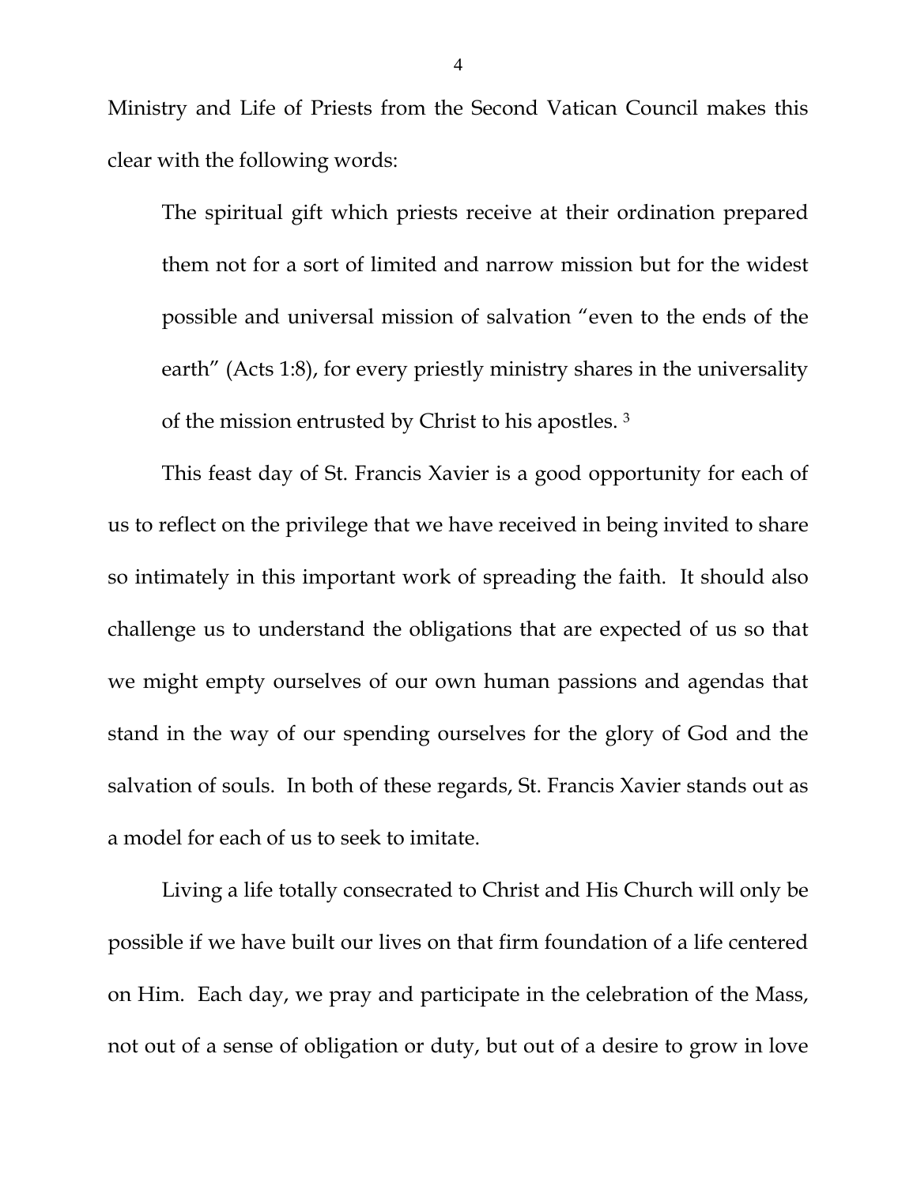Ministry and Life of Priests from the Second Vatican Council makes this clear with the following words:

> The spiritual gift which priests receive at their ordination prepared them not for a sort of limited and narrow mission but for the widest possible and universal mission of salvation "even to the ends of the earth" (Acts 1:8), for every priestly ministry shares in the universality of the mission entrusted by Christ to his apostles. [3]

This feast day of St. Francis Xavier is a good opportunity for each of us to reflect on the privilege that we have received in being invited to share so intimately in this important work of spreading the faith. It should also challenge us to understand the obligations that are expected of us so that we might empty ourselves of our own human passions and agendas that stand in the way of our spending ourselves for the glory of God and the salvation of souls. In both of these regards, St. Francis Xavier stands out as a model for each of us to seek to imitate.

Living a life totally consecrated to Christ and His Church will only be possible if we have built our lives on that firm foundation of a life centered on Him. Each day, we pray and participate in the celebration of the Mass, not out of a sense of obligation or duty, but out of a desire to grow in love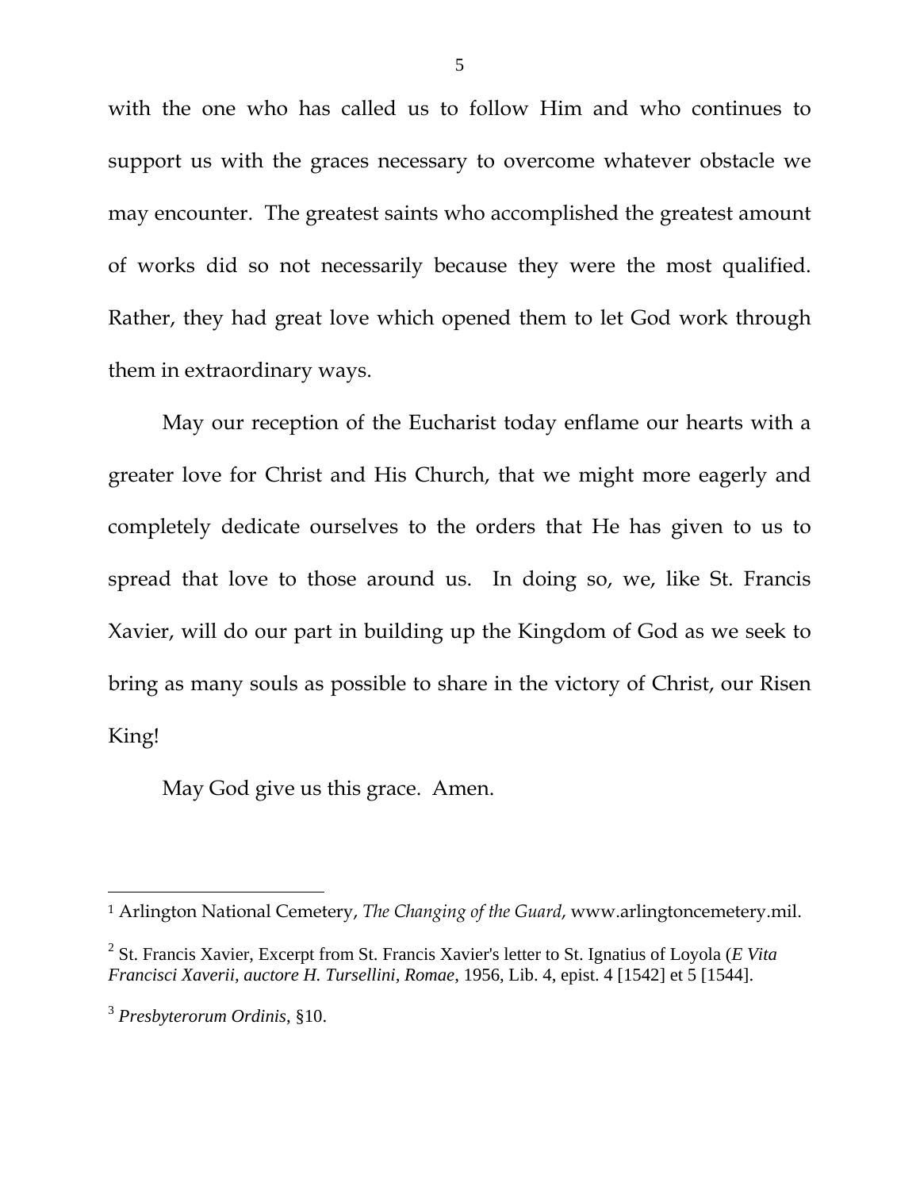with the one who has called us to follow Him and who continues to support us with the graces necessary to overcome whatever obstacle we may encounter. The greatest saints who accomplished the greatest amount of works did so not necessarily because they were the most qualified. Rather, they had great love which opened them to let God work through them in extraordinary ways.

May our reception of the Eucharist today enflame our hearts with a greater love for Christ and His Church, that we might more eagerly and completely dedicate ourselves to the orders that He has given to us to spread that love to those around us. In doing so, we, like St. Francis Xavier, will do our part in building up the Kingdom of God as we seek to bring as many souls as possible to share in the victory of Christ, our Risen King!

May God give us this grace. Amen.

---

[1] Arlington National Cemetery, *The Changing of the Guard*, www.arlingtoncemetery.mil.

[2] St. Francis Xavier, Excerpt from St. Francis Xavier's letter to St. Ignatius of Loyola (*E Vita Francisci Xaverii, auctore H. Tursellini, Romae*, 1956, Lib. 4, epist. 4 [1542] et 5 [1544].

[3] *Presbyterorum Ordinis*, §10.